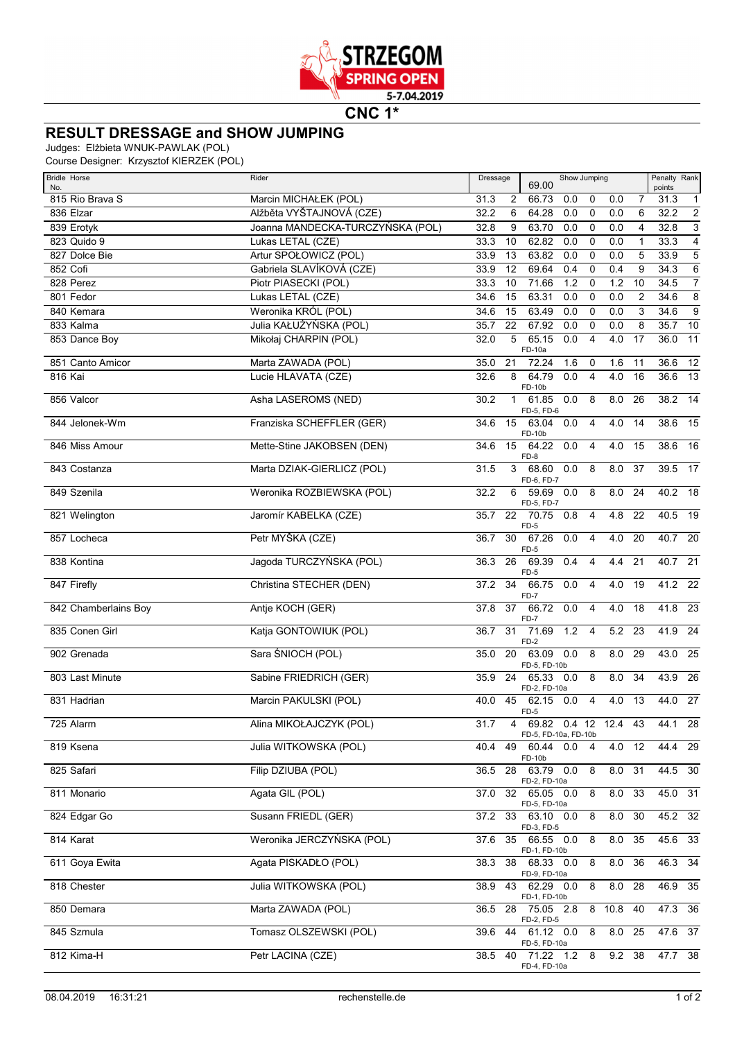STRZEGOM SPRING OPEN 5-7.04.2019

## CNC 1*

# RESULT DRESSAGE and SHOW JUMPING

Judges: Elżbieta WNUK-PAWLAK (POL)
Course Designer: Krzysztof KIERZEK (POL)

| Bridle No. | Horse | Rider | Dressage | | Show Jumping 69.00 | | | | | Penalty points | Rank |
|---|---|---|---|---|---|---|---|---|---|---|---|
| 815 | Rio Brava S | Marcin MICHAŁEK (POL) | 31.3 | 2 | 66.73 | 0.0 | 0 | 0.0 | 7 | 31.3 | 1 |
| 836 | Elzar | Alžběta VYŠTAJNOVÁ (CZE) | 32.2 | 6 | 64.28 | 0.0 | 0 | 0.0 | 6 | 32.2 | 2 |
| 839 | Erotyk | Joanna MANDECKA-TURCZYŃSKA (POL) | 32.8 | 9 | 63.70 | 0.0 | 0 | 0.0 | 4 | 32.8 | 3 |
| 823 | Quido 9 | Lukas LETAL (CZE) | 33.3 | 10 | 62.82 | 0.0 | 0 | 0.0 | 1 | 33.3 | 4 |
| 827 | Dolce Bie | Artur SPOŁOWICZ (POL) | 33.9 | 13 | 63.82 | 0.0 | 0 | 0.0 | 5 | 33.9 | 5 |
| 852 | Cofi | Gabriela SLAVÍKOVÁ (CZE) | 33.9 | 12 | 69.64 | 0.4 | 0 | 0.4 | 9 | 34.3 | 6 |
| 828 | Perez | Piotr PIASECKI (POL) | 33.3 | 10 | 71.66 | 1.2 | 0 | 1.2 | 10 | 34.5 | 7 |
| 801 | Fedor | Lukas LETAL (CZE) | 34.6 | 15 | 63.31 | 0.0 | 0 | 0.0 | 2 | 34.6 | 8 |
| 840 | Kemara | Weronika KRÓL (POL) | 34.6 | 15 | 63.49 | 0.0 | 0 | 0.0 | 3 | 34.6 | 9 |
| 833 | Kalma | Julia KAŁUŻYŃSKA (POL) | 35.7 | 22 | 67.92 | 0.0 | 0 | 0.0 | 8 | 35.7 | 10 |
| 853 | Dance Boy | Mikołaj CHARPIN (POL) | 32.0 | 5 | 65.15 FD-10a | 0.0 | 4 | 4.0 | 17 | 36.0 | 11 |
| 851 | Canto Amicor | Marta ZAWADA (POL) | 35.0 | 21 | 72.24 | 1.6 | 0 | 1.6 | 11 | 36.6 | 12 |
| 816 | Kai | Lucie HLAVATA (CZE) | 32.6 | 8 | 64.79 FD-10b | 0.0 | 4 | 4.0 | 16 | 36.6 | 13 |
| 856 | Valcor | Asha LASEROMS (NED) | 30.2 | 1 | 61.85 FD-5, FD-6 | 0.0 | 8 | 8.0 | 26 | 38.2 | 14 |
| 844 | Jelonek-Wm | Franziska SCHEFFLER (GER) | 34.6 | 15 | 63.04 FD-10b | 0.0 | 4 | 4.0 | 14 | 38.6 | 15 |
| 846 | Miss Amour | Mette-Stine JAKOBSEN (DEN) | 34.6 | 15 | 64.22 FD-8 | 0.0 | 4 | 4.0 | 15 | 38.6 | 16 |
| 843 | Costanza | Marta DZIAK-GIERLICZ (POL) | 31.5 | 3 | 68.60 FD-6, FD-7 | 0.0 | 8 | 8.0 | 37 | 39.5 | 17 |
| 849 | Szenila | Weronika ROZBIEWSKA (POL) | 32.2 | 6 | 59.69 FD-5, FD-7 | 0.0 | 8 | 8.0 | 24 | 40.2 | 18 |
| 821 | Welington | Jaromír KABELKA (CZE) | 35.7 | 22 | 70.75 FD-5 | 0.8 | 4 | 4.8 | 22 | 40.5 | 19 |
| 857 | Locheca | Petr MYŠKA (CZE) | 36.7 | 30 | 67.26 FD-5 | 0.0 | 4 | 4.0 | 20 | 40.7 | 20 |
| 838 | Kontina | Jagoda TURCZYŃSKA (POL) | 36.3 | 26 | 69.39 FD-5 | 0.4 | 4 | 4.4 | 21 | 40.7 | 21 |
| 847 | Firefly | Christina STECHER (DEN) | 37.2 | 34 | 66.75 FD-7 | 0.0 | 4 | 4.0 | 19 | 41.2 | 22 |
| 842 | Chamberlains Boy | Antje KOCH (GER) | 37.8 | 37 | 66.72 FD-7 | 0.0 | 4 | 4.0 | 18 | 41.8 | 23 |
| 835 | Conen Girl | Katja GONTOWIUK (POL) | 36.7 | 31 | 71.69 FD-2 | 1.2 | 4 | 5.2 | 23 | 41.9 | 24 |
| 902 | Grenada | Sara ŚNIOCH (POL) | 35.0 | 20 | 63.09 FD-5, FD-10b | 0.0 | 8 | 8.0 | 29 | 43.0 | 25 |
| 803 | Last Minute | Sabine FRIEDRICH (GER) | 35.9 | 24 | 65.33 FD-2, FD-10a | 0.0 | 8 | 8.0 | 34 | 43.9 | 26 |
| 831 | Hadrian | Marcin PAKULSKI (POL) | 40.0 | 45 | 62.15 FD-5 | 0.0 | 4 | 4.0 | 13 | 44.0 | 27 |
| 725 | Alarm | Alina MIKOŁAJCZYK (POL) | 31.7 | 4 | 69.82 FD-5, FD-10a, FD-10b | 0.4 | 12 | 12.4 | 43 | 44.1 | 28 |
| 819 | Ksena | Julia WITKOWSKA (POL) | 40.4 | 49 | 60.44 FD-10b | 0.0 | 4 | 4.0 | 12 | 44.4 | 29 |
| 825 | Safari | Filip DZIUBA (POL) | 36.5 | 28 | 63.79 FD-2, FD-10a | 0.0 | 8 | 8.0 | 31 | 44.5 | 30 |
| 811 | Monario | Agata GIL (POL) | 37.0 | 32 | 65.05 FD-5, FD-10a | 0.0 | 8 | 8.0 | 33 | 45.0 | 31 |
| 824 | Edgar Go | Susann FRIEDL (GER) | 37.2 | 33 | 63.10 FD-3, FD-5 | 0.0 | 8 | 8.0 | 30 | 45.2 | 32 |
| 814 | Karat | Weronika JERCZYŃSKA (POL) | 37.6 | 35 | 66.55 FD-1, FD-10b | 0.0 | 8 | 8.0 | 35 | 45.6 | 33 |
| 611 | Goya Ewita | Agata PISKADŁO (POL) | 38.3 | 38 | 68.33 FD-9, FD-10a | 0.0 | 8 | 8.0 | 36 | 46.3 | 34 |
| 818 | Chester | Julia WITKOWSKA (POL) | 38.9 | 43 | 62.29 FD-1, FD-10b | 0.0 | 8 | 8.0 | 28 | 46.9 | 35 |
| 850 | Demara | Marta ZAWADA (POL) | 36.5 | 28 | 75.05 FD-2, FD-5 | 2.8 | 8 | 10.8 | 40 | 47.3 | 36 |
| 845 | Szmula | Tomasz OLSZEWSKI (POL) | 39.6 | 44 | 61.12 FD-5, FD-10a | 0.0 | 8 | 8.0 | 25 | 47.6 | 37 |
| 812 | Kima-H | Petr LACINA (CZE) | 38.5 | 40 | 71.22 FD-4, FD-10a | 1.2 | 8 | 9.2 | 38 | 47.7 | 38 |

08.04.2019 16:31:21 rechenstelle.de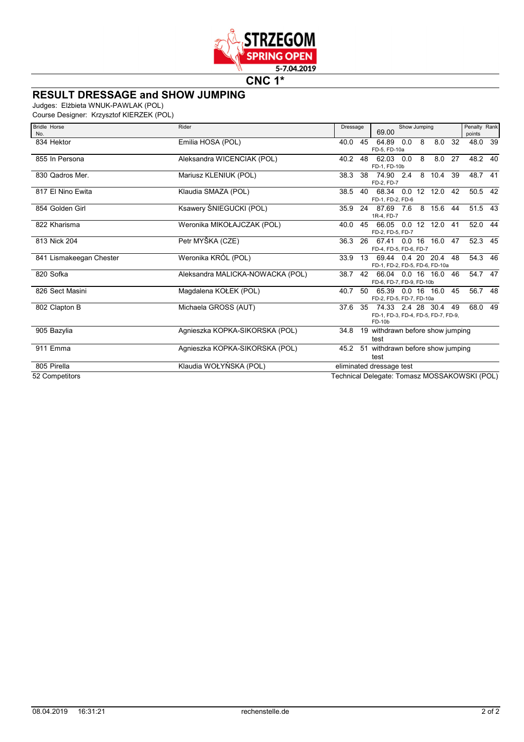STRZEGOM SPRING OPEN 5-7.04.2019

## CNC 1*

# RESULT DRESSAGE and SHOW JUMPING

Judges: Elżbieta WNUK-PAWLAK (POL)
Course Designer: Krzysztof KIERZEK (POL)

| Bridle No. | Horse | Rider | Dressage | | Show Jumping 69.00 | | | | | Penalty points | Rank |
|---|---|---|---|---|---|---|---|---|---|---|---|
| 834 | Hektor | Emilia HOSA (POL) | 40.0 | 45 | 64.89 FD-5, FD-10a | 0.0 | 8 | 8.0 | 32 | 48.0 | 39 |
| 855 | In Persona | Aleksandra WICENCIAK (POL) | 40.2 | 48 | 62.03 FD-1, FD-10b | 0.0 | 8 | 8.0 | 27 | 48.2 | 40 |
| 830 | Qadros Mer. | Mariusz KLENIUK (POL) | 38.3 | 38 | 74.90 FD-2, FD-7 | 2.4 | 8 | 10.4 | 39 | 48.7 | 41 |
| 817 | El Nino Ewita | Klaudia SMAZA (POL) | 38.5 | 40 | 68.34 FD-1, FD-2, FD-6 | 0.0 | 12 | 12.0 | 42 | 50.5 | 42 |
| 854 | Golden Girl | Ksawery ŚNIEGUCKI (POL) | 35.9 | 24 | 87.69 1R-4, FD-7 | 7.6 | 8 | 15.6 | 44 | 51.5 | 43 |
| 822 | Kharisma | Weronika MIKOŁAJCZAK (POL) | 40.0 | 45 | 66.05 FD-2, FD-5, FD-7 | 0.0 | 12 | 12.0 | 41 | 52.0 | 44 |
| 813 | Nick 204 | Petr MYŠKA (CZE) | 36.3 | 26 | 67.41 FD-4, FD-5, FD-6, FD-7 | 0.0 | 16 | 16.0 | 47 | 52.3 | 45 |
| 841 | Lismakeegan Chester | Weronika KRÓL (POL) | 33.9 | 13 | 69.44 FD-1, FD-2, FD-5, FD-6, FD-10a | 0.4 | 20 | 20.4 | 48 | 54.3 | 46 |
| 820 | Sofka | Aleksandra MALICKA-NOWACKA (POL) | 38.7 | 42 | 66.04 FD-6, FD-7, FD-9, FD-10b | 0.0 | 16 | 16.0 | 46 | 54.7 | 47 |
| 826 | Sect Masini | Magdalena KOŁEK (POL) | 40.7 | 50 | 65.39 FD-2, FD-5, FD-7, FD-10a | 0.0 | 16 | 16.0 | 45 | 56.7 | 48 |
| 802 | Clapton B | Michaela GROSS (AUT) | 37.6 | 35 | 74.33 FD-1, FD-3, FD-4, FD-5, FD-7, FD-9, FD-10b | 2.4 | 28 | 30.4 | 49 | 68.0 | 49 |
| 905 | Bazylia | Agnieszka KOPKA-SIKORSKA (POL) | 34.8 | 19 | withdrawn before show jumping test | | | | | | |
| 911 | Emma | Agnieszka KOPKA-SIKORSKA (POL) | 45.2 | 51 | withdrawn before show jumping test | | | | | | |
| 805 | Pirella | Klaudia WOŁYŃSKA (POL) | eliminated dressage test | | | | | | | | |

52 Competitors

Technical Delegate: Tomasz MOSSAKOWSKI (POL)

08.04.2019 16:31:21 rechenstelle.de